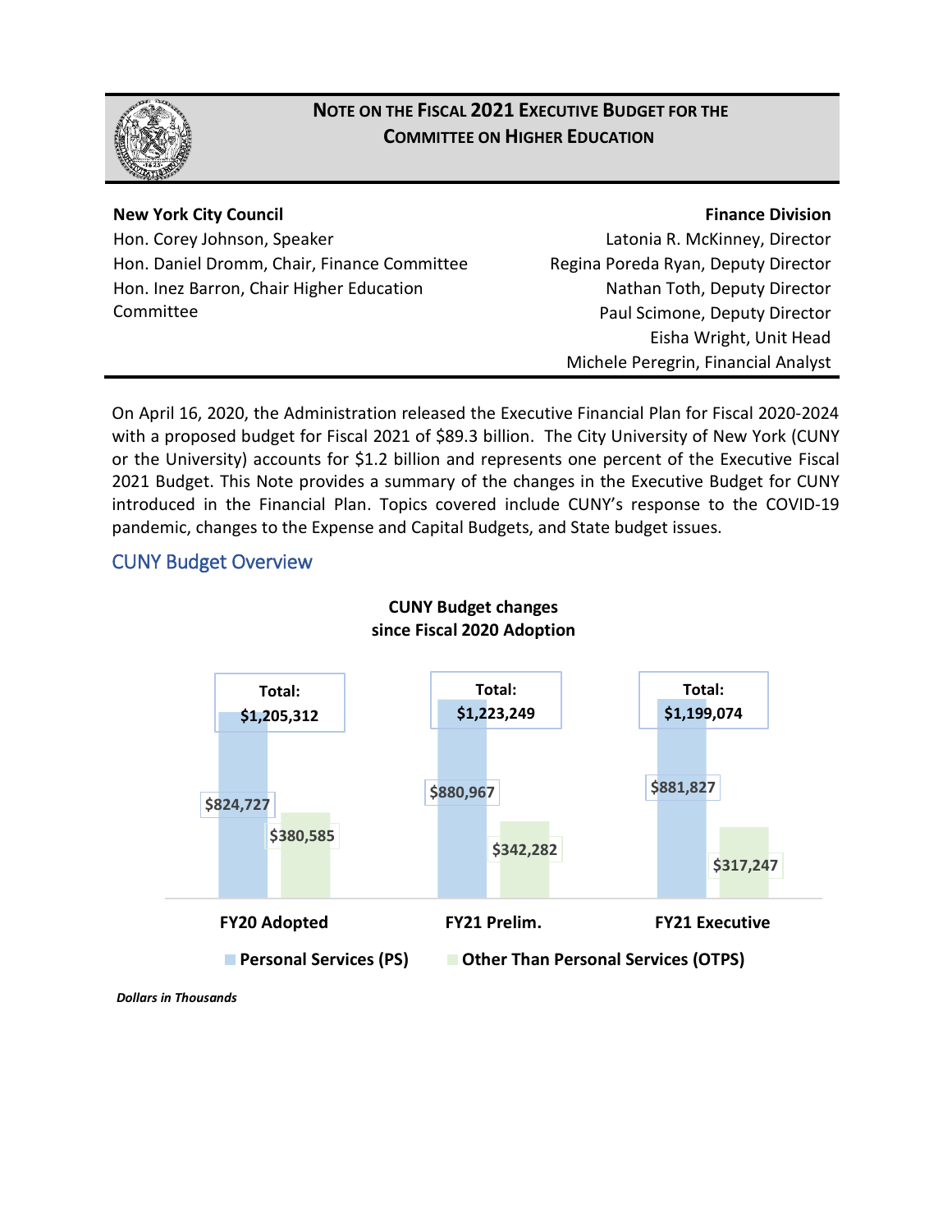# NOTE ON THE FISCAL 2021 EXECUTIVE BUDGET FOR THE COMMITTEE ON HIGHER EDUCATION

**New York City Council**
Hon. Corey Johnson, Speaker
Hon. Daniel Dromm, Chair, Finance Committee
Hon. Inez Barron, Chair Higher Education Committee

**Finance Division**
Latonia R. McKinney, Director
Regina Poreda Ryan, Deputy Director
Nathan Toth, Deputy Director
Paul Scimone, Deputy Director
Eisha Wright, Unit Head
Michele Peregrin, Financial Analyst

On April 16, 2020, the Administration released the Executive Financial Plan for Fiscal 2020-2024 with a proposed budget for Fiscal 2021 of $89.3 billion. The City University of New York (CUNY or the University) accounts for $1.2 billion and represents one percent of the Executive Fiscal 2021 Budget. This Note provides a summary of the changes in the Executive Budget for CUNY introduced in the Financial Plan. Topics covered include CUNY's response to the COVID-19 pandemic, changes to the Expense and Capital Budgets, and State budget issues.

## CUNY Budget Overview

**CUNY Budget changes since Fiscal 2020 Adoption**

| | FY20 Adopted | FY21 Prelim. | FY21 Executive |
|---|---|---|---|
| Personal Services (PS) | $824,727 | $880,967 | $881,827 |
| Other Than Personal Services (OTPS) | $380,585 | $342,282 | $317,247 |
| Total | $1,205,312 | $1,223,249 | $1,199,074 |

*Dollars in Thousands*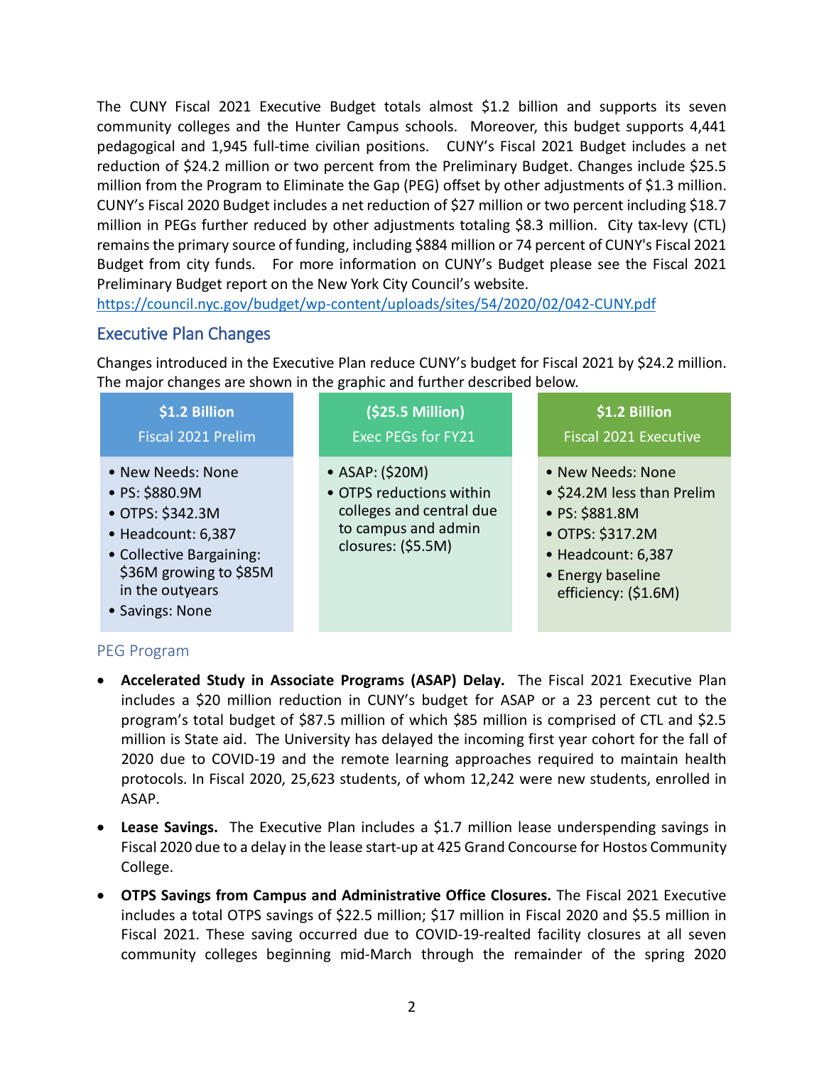The CUNY Fiscal 2021 Executive Budget totals almost $1.2 billion and supports its seven community colleges and the Hunter Campus schools. Moreover, this budget supports 4,441 pedagogical and 1,945 full-time civilian positions. CUNY's Fiscal 2021 Budget includes a net reduction of $24.2 million or two percent from the Preliminary Budget. Changes include $25.5 million from the Program to Eliminate the Gap (PEG) offset by other adjustments of $1.3 million. CUNY's Fiscal 2020 Budget includes a net reduction of $27 million or two percent including $18.7 million in PEGs further reduced by other adjustments totaling $8.3 million. City tax-levy (CTL) remains the primary source of funding, including $884 million or 74 percent of CUNY's Fiscal 2021 Budget from city funds. For more information on CUNY's Budget please see the Fiscal 2021 Preliminary Budget report on the New York City Council's website. https://council.nyc.gov/budget/wp-content/uploads/sites/54/2020/02/042-CUNY.pdf

## Executive Plan Changes

Changes introduced in the Executive Plan reduce CUNY's budget for Fiscal 2021 by $24.2 million. The major changes are shown in the graphic and further described below.

| **$1.2 Billion** Fiscal 2021 Prelim | **($25.5 Million)** Exec PEGs for FY21 | **$1.2 Billion** Fiscal 2021 Executive |
|---|---|---|
| • New Needs: None<br>• PS: $880.9M<br>• OTPS: $342.3M<br>• Headcount: 6,387<br>• Collective Bargaining: $36M growing to $85M in the outyears<br>• Savings: None | • ASAP: ($20M)<br>• OTPS reductions within colleges and central due to campus and admin closures: ($5.5M) | • New Needs: None<br>• $24.2M less than Prelim<br>• PS: $881.8M<br>• OTPS: $317.2M<br>• Headcount: 6,387<br>• Energy baseline efficiency: ($1.6M) |

### PEG Program

- **Accelerated Study in Associate Programs (ASAP) Delay.** The Fiscal 2021 Executive Plan includes a $20 million reduction in CUNY's budget for ASAP or a 23 percent cut to the program's total budget of $87.5 million of which $85 million is comprised of CTL and $2.5 million is State aid. The University has delayed the incoming first year cohort for the fall of 2020 due to COVID-19 and the remote learning approaches required to maintain health protocols. In Fiscal 2020, 25,623 students, of whom 12,242 were new students, enrolled in ASAP.

- **Lease Savings.** The Executive Plan includes a $1.7 million lease underspending savings in Fiscal 2020 due to a delay in the lease start-up at 425 Grand Concourse for Hostos Community College.

- **OTPS Savings from Campus and Administrative Office Closures.** The Fiscal 2021 Executive includes a total OTPS savings of $22.5 million; $17 million in Fiscal 2020 and $5.5 million in Fiscal 2021. These saving occurred due to COVID-19-realted facility closures at all seven community colleges beginning mid-March through the remainder of the spring 2020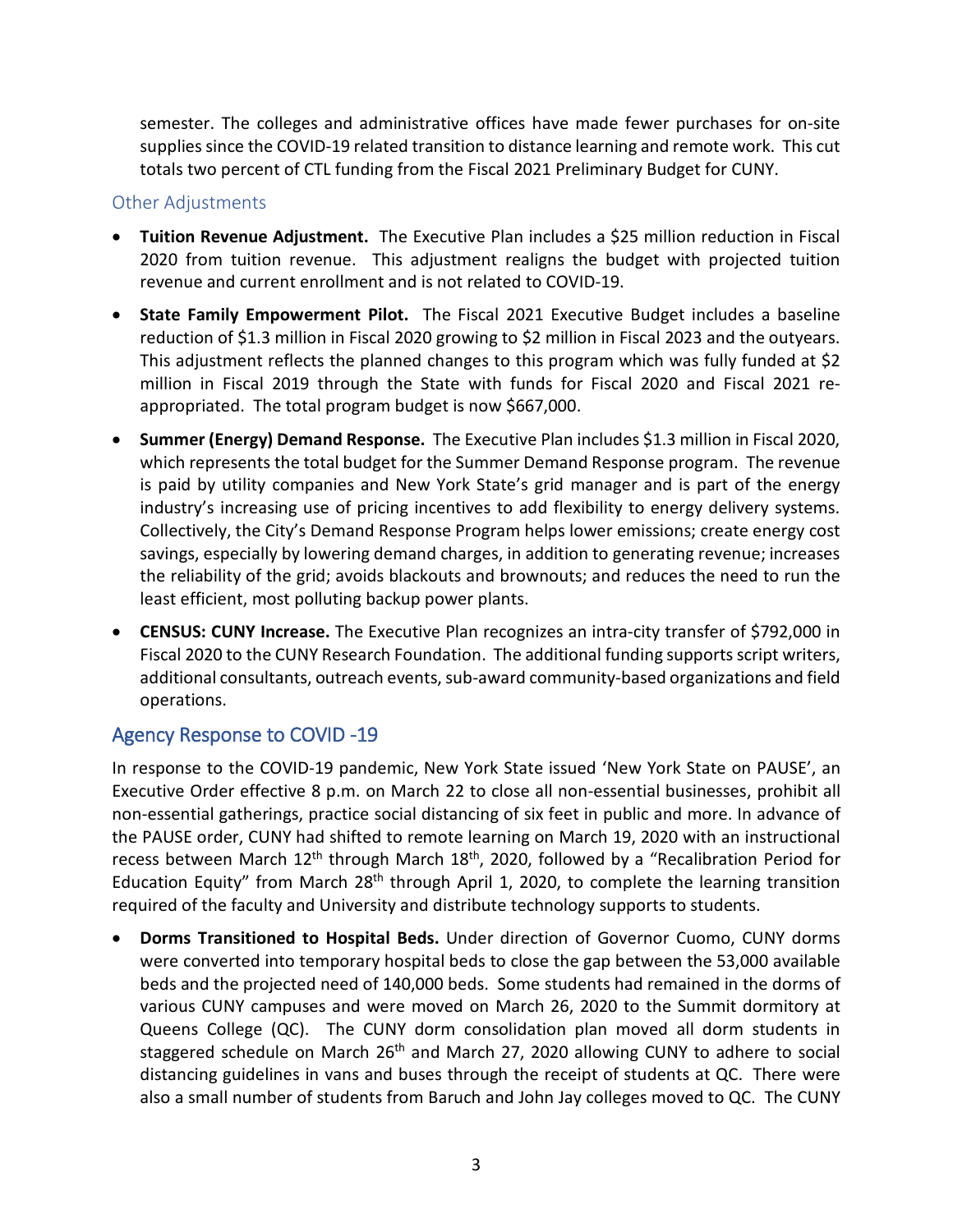semester. The colleges and administrative offices have made fewer purchases for on-site supplies since the COVID-19 related transition to distance learning and remote work. This cut totals two percent of CTL funding from the Fiscal 2021 Preliminary Budget for CUNY.

### Other Adjustments

- **Tuition Revenue Adjustment.** The Executive Plan includes a \$25 million reduction in Fiscal 2020 from tuition revenue. This adjustment realigns the budget with projected tuition revenue and current enrollment and is not related to COVID-19.
- **State Family Empowerment Pilot.** The Fiscal 2021 Executive Budget includes a baseline reduction of \$1.3 million in Fiscal 2020 growing to \$2 million in Fiscal 2023 and the outyears. This adjustment reflects the planned changes to this program which was fully funded at \$2 million in Fiscal 2019 through the State with funds for Fiscal 2020 and Fiscal 2021 re-appropriated. The total program budget is now \$667,000.
- **Summer (Energy) Demand Response.** The Executive Plan includes \$1.3 million in Fiscal 2020, which represents the total budget for the Summer Demand Response program. The revenue is paid by utility companies and New York State's grid manager and is part of the energy industry's increasing use of pricing incentives to add flexibility to energy delivery systems. Collectively, the City's Demand Response Program helps lower emissions; create energy cost savings, especially by lowering demand charges, in addition to generating revenue; increases the reliability of the grid; avoids blackouts and brownouts; and reduces the need to run the least efficient, most polluting backup power plants.
- **CENSUS: CUNY Increase.** The Executive Plan recognizes an intra-city transfer of \$792,000 in Fiscal 2020 to the CUNY Research Foundation. The additional funding supports script writers, additional consultants, outreach events, sub-award community-based organizations and field operations.

## Agency Response to COVID -19

In response to the COVID-19 pandemic, New York State issued 'New York State on PAUSE', an Executive Order effective 8 p.m. on March 22 to close all non-essential businesses, prohibit all non-essential gatherings, practice social distancing of six feet in public and more. In advance of the PAUSE order, CUNY had shifted to remote learning on March 19, 2020 with an instructional recess between March 12th through March 18th, 2020, followed by a "Recalibration Period for Education Equity" from March 28th through April 1, 2020, to complete the learning transition required of the faculty and University and distribute technology supports to students.

- **Dorms Transitioned to Hospital Beds.** Under direction of Governor Cuomo, CUNY dorms were converted into temporary hospital beds to close the gap between the 53,000 available beds and the projected need of 140,000 beds. Some students had remained in the dorms of various CUNY campuses and were moved on March 26, 2020 to the Summit dormitory at Queens College (QC). The CUNY dorm consolidation plan moved all dorm students in staggered schedule on March 26th and March 27, 2020 allowing CUNY to adhere to social distancing guidelines in vans and buses through the receipt of students at QC. There were also a small number of students from Baruch and John Jay colleges moved to QC. The CUNY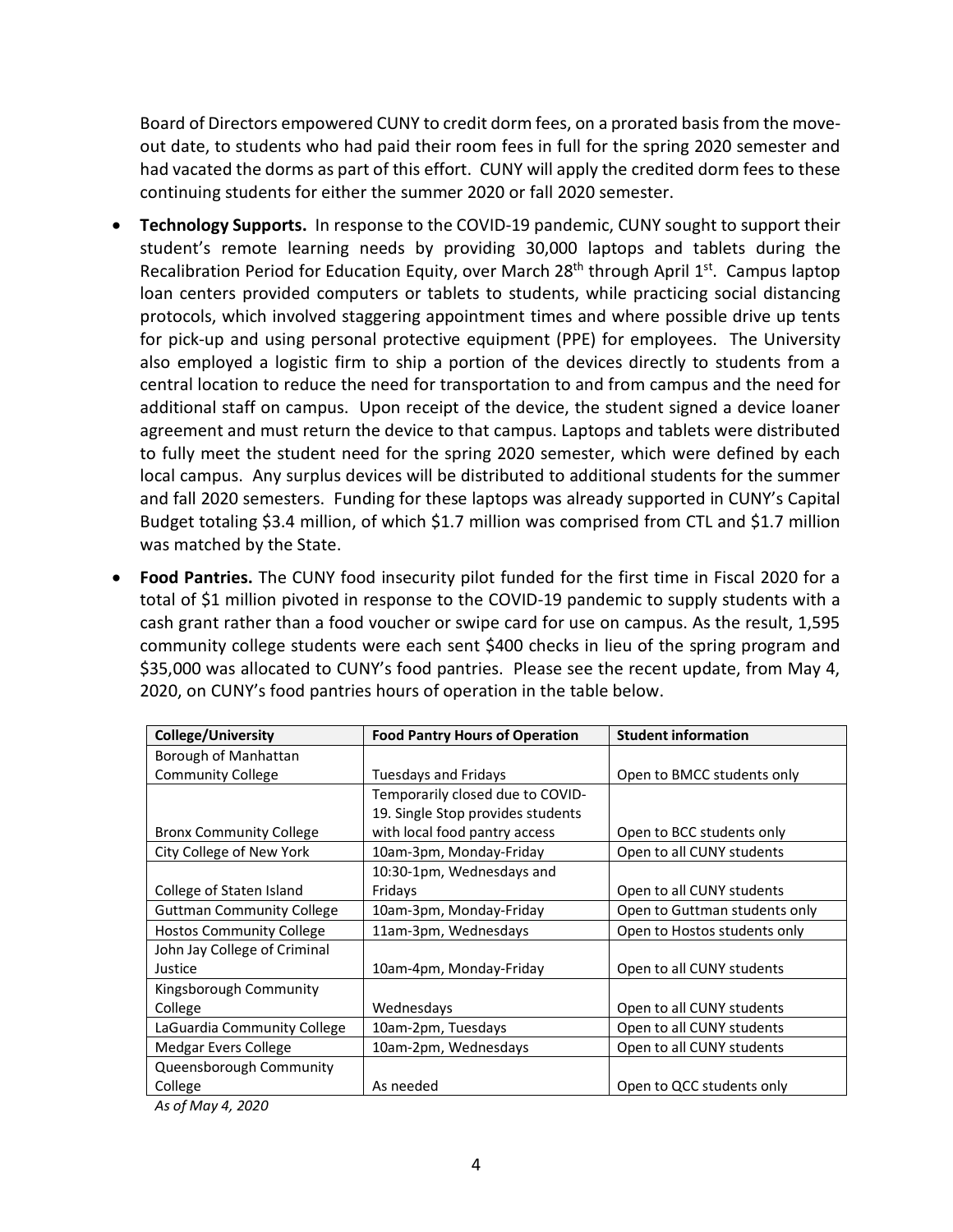Board of Directors empowered CUNY to credit dorm fees, on a prorated basis from the move-out date, to students who had paid their room fees in full for the spring 2020 semester and had vacated the dorms as part of this effort. CUNY will apply the credited dorm fees to these continuing students for either the summer 2020 or fall 2020 semester.

- **Technology Supports.** In response to the COVID-19 pandemic, CUNY sought to support their student's remote learning needs by providing 30,000 laptops and tablets during the Recalibration Period for Education Equity, over March 28th through April 1st. Campus laptop loan centers provided computers or tablets to students, while practicing social distancing protocols, which involved staggering appointment times and where possible drive up tents for pick-up and using personal protective equipment (PPE) for employees. The University also employed a logistic firm to ship a portion of the devices directly to students from a central location to reduce the need for transportation to and from campus and the need for additional staff on campus. Upon receipt of the device, the student signed a device loaner agreement and must return the device to that campus. Laptops and tablets were distributed to fully meet the student need for the spring 2020 semester, which were defined by each local campus. Any surplus devices will be distributed to additional students for the summer and fall 2020 semesters. Funding for these laptops was already supported in CUNY's Capital Budget totaling $3.4 million, of which $1.7 million was comprised from CTL and $1.7 million was matched by the State.

- **Food Pantries.** The CUNY food insecurity pilot funded for the first time in Fiscal 2020 for a total of $1 million pivoted in response to the COVID-19 pandemic to supply students with a cash grant rather than a food voucher or swipe card for use on campus. As the result, 1,595 community college students were each sent $400 checks in lieu of the spring program and $35,000 was allocated to CUNY's food pantries. Please see the recent update, from May 4, 2020, on CUNY's food pantries hours of operation in the table below.

| College/University | Food Pantry Hours of Operation | Student information |
|---|---|---|
| Borough of Manhattan Community College | Tuesdays and Fridays | Open to BMCC students only |
| Bronx Community College | Temporarily closed due to COVID-19. Single Stop provides students with local food pantry access | Open to BCC students only |
| City College of New York | 10am-3pm, Monday-Friday | Open to all CUNY students |
| College of Staten Island | 10:30-1pm, Wednesdays and Fridays | Open to all CUNY students |
| Guttman Community College | 10am-3pm, Monday-Friday | Open to Guttman students only |
| Hostos Community College | 11am-3pm, Wednesdays | Open to Hostos students only |
| John Jay College of Criminal Justice | 10am-4pm, Monday-Friday | Open to all CUNY students |
| Kingsborough Community College | Wednesdays | Open to all CUNY students |
| LaGuardia Community College | 10am-2pm, Tuesdays | Open to all CUNY students |
| Medgar Evers College | 10am-2pm, Wednesdays | Open to all CUNY students |
| Queensborough Community College | As needed | Open to QCC students only |

*As of May 4, 2020*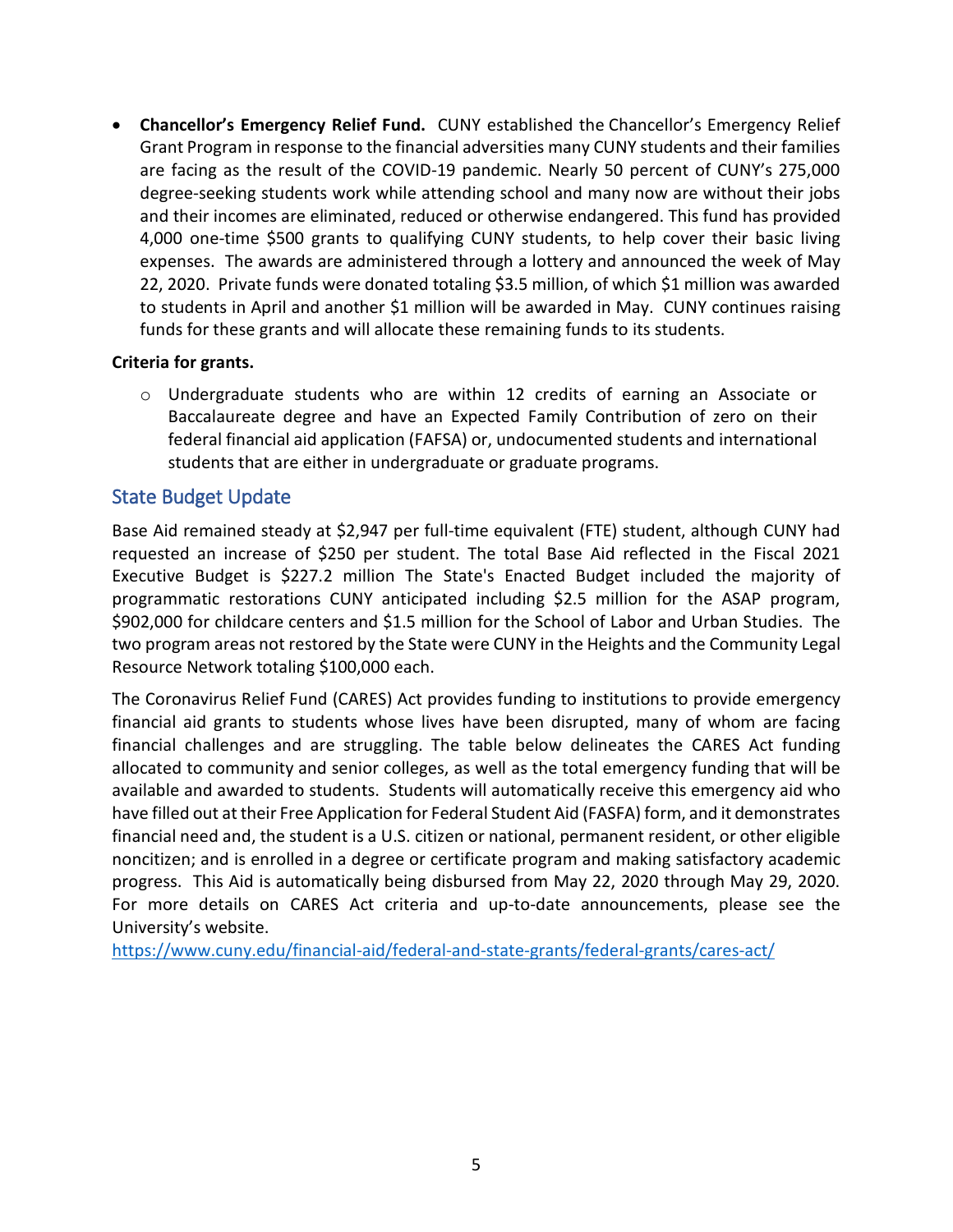- **Chancellor's Emergency Relief Fund.** CUNY established the Chancellor's Emergency Relief Grant Program in response to the financial adversities many CUNY students and their families are facing as the result of the COVID-19 pandemic. Nearly 50 percent of CUNY's 275,000 degree-seeking students work while attending school and many now are without their jobs and their incomes are eliminated, reduced or otherwise endangered. This fund has provided 4,000 one-time $500 grants to qualifying CUNY students, to help cover their basic living expenses. The awards are administered through a lottery and announced the week of May 22, 2020. Private funds were donated totaling $3.5 million, of which $1 million was awarded to students in April and another $1 million will be awarded in May. CUNY continues raising funds for these grants and will allocate these remaining funds to its students.

**Criteria for grants.**

  - Undergraduate students who are within 12 credits of earning an Associate or Baccalaureate degree and have an Expected Family Contribution of zero on their federal financial aid application (FAFSA) or, undocumented students and international students that are either in undergraduate or graduate programs.

## State Budget Update

Base Aid remained steady at $2,947 per full-time equivalent (FTE) student, although CUNY had requested an increase of $250 per student. The total Base Aid reflected in the Fiscal 2021 Executive Budget is $227.2 million The State's Enacted Budget included the majority of programmatic restorations CUNY anticipated including $2.5 million for the ASAP program, $902,000 for childcare centers and $1.5 million for the School of Labor and Urban Studies. The two program areas not restored by the State were CUNY in the Heights and the Community Legal Resource Network totaling $100,000 each.

The Coronavirus Relief Fund (CARES) Act provides funding to institutions to provide emergency financial aid grants to students whose lives have been disrupted, many of whom are facing financial challenges and are struggling. The table below delineates the CARES Act funding allocated to community and senior colleges, as well as the total emergency funding that will be available and awarded to students. Students will automatically receive this emergency aid who have filled out at their Free Application for Federal Student Aid (FASFA) form, and it demonstrates financial need and, the student is a U.S. citizen or national, permanent resident, or other eligible noncitizen; and is enrolled in a degree or certificate program and making satisfactory academic progress. This Aid is automatically being disbursed from May 22, 2020 through May 29, 2020. For more details on CARES Act criteria and up-to-date announcements, please see the University's website.
https://www.cuny.edu/financial-aid/federal-and-state-grants/federal-grants/cares-act/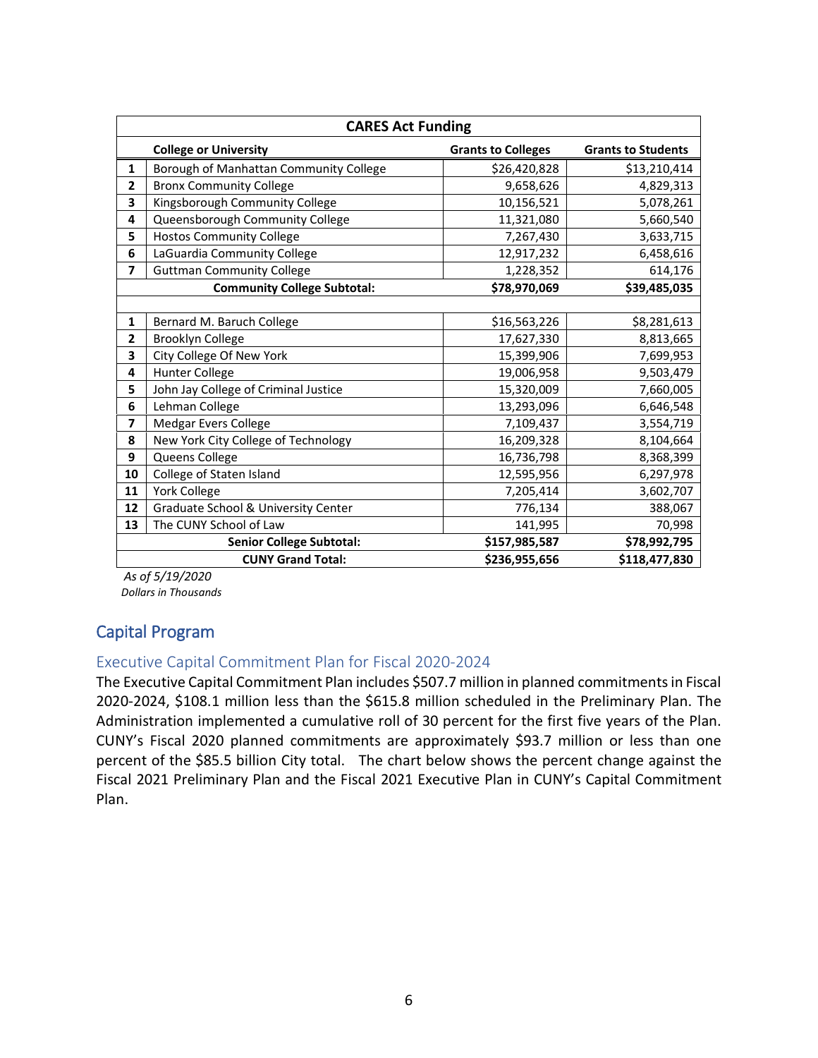| CARES Act Funding | | | |
|---|---|---|---|
| | **College or University** | **Grants to Colleges** | **Grants to Students** |
| **1** | Borough of Manhattan Community College | $26,420,828 | $13,210,414 |
| **2** | Bronx Community College | 9,658,626 | 4,829,313 |
| **3** | Kingsborough Community College | 10,156,521 | 5,078,261 |
| **4** | Queensborough Community College | 11,321,080 | 5,660,540 |
| **5** | Hostos Community College | 7,267,430 | 3,633,715 |
| **6** | LaGuardia Community College | 12,917,232 | 6,458,616 |
| **7** | Guttman Community College | 1,228,352 | 614,176 |
| | **Community College Subtotal:** | **$78,970,069** | **$39,485,035** |
| | | | |
| **1** | Bernard M. Baruch College | $16,563,226 | $8,281,613 |
| **2** | Brooklyn College | 17,627,330 | 8,813,665 |
| **3** | City College Of New York | 15,399,906 | 7,699,953 |
| **4** | Hunter College | 19,006,958 | 9,503,479 |
| **5** | John Jay College of Criminal Justice | 15,320,009 | 7,660,005 |
| **6** | Lehman College | 13,293,096 | 6,646,548 |
| **7** | Medgar Evers College | 7,109,437 | 3,554,719 |
| **8** | New York City College of Technology | 16,209,328 | 8,104,664 |
| **9** | Queens College | 16,736,798 | 8,368,399 |
| **10** | College of Staten Island | 12,595,956 | 6,297,978 |
| **11** | York College | 7,205,414 | 3,602,707 |
| **12** | Graduate School & University Center | 776,134 | 388,067 |
| **13** | The CUNY School of Law | 141,995 | 70,998 |
| | **Senior College Subtotal:** | **$157,985,587** | **$78,992,795** |
| | **CUNY Grand Total:** | **$236,955,656** | **$118,477,830** |

*As of 5/19/2020*
*Dollars in Thousands*

## Capital Program

### Executive Capital Commitment Plan for Fiscal 2020-2024

The Executive Capital Commitment Plan includes $507.7 million in planned commitments in Fiscal 2020-2024, $108.1 million less than the $615.8 million scheduled in the Preliminary Plan. The Administration implemented a cumulative roll of 30 percent for the first five years of the Plan. CUNY's Fiscal 2020 planned commitments are approximately $93.7 million or less than one percent of the $85.5 billion City total. The chart below shows the percent change against the Fiscal 2021 Preliminary Plan and the Fiscal 2021 Executive Plan in CUNY's Capital Commitment Plan.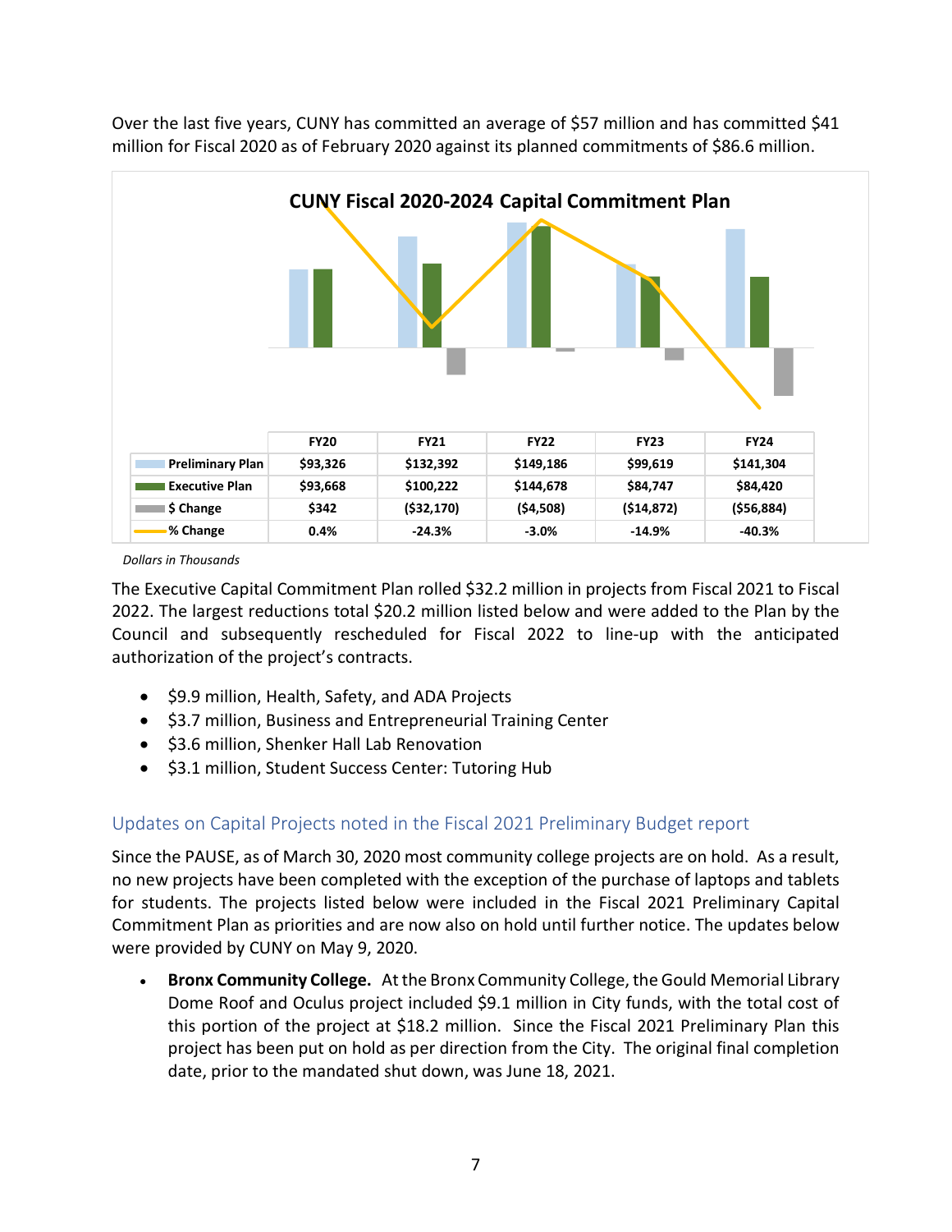Over the last five years, CUNY has committed an average of $57 million and has committed $41 million for Fiscal 2020 as of February 2020 against its planned commitments of $86.6 million.

**CUNY Fiscal 2020-2024 Capital Commitment Plan**

| | FY20 | FY21 | FY22 | FY23 | FY24 |
|---|---|---|---|---|---|
| Preliminary Plan | $93,326 | $132,392 | $149,186 | $99,619 | $141,304 |
| Executive Plan | $93,668 | $100,222 | $144,678 | $84,747 | $84,420 |
| $ Change | $342 | ($32,170) | ($4,508) | ($14,872) | ($56,884) |
| % Change | 0.4% | -24.3% | -3.0% | -14.9% | -40.3% |

*Dollars in Thousands*

The Executive Capital Commitment Plan rolled $32.2 million in projects from Fiscal 2021 to Fiscal 2022. The largest reductions total $20.2 million listed below and were added to the Plan by the Council and subsequently rescheduled for Fiscal 2022 to line-up with the anticipated authorization of the project's contracts.

- $9.9 million, Health, Safety, and ADA Projects
- $3.7 million, Business and Entrepreneurial Training Center
- $3.6 million, Shenker Hall Lab Renovation
- $3.1 million, Student Success Center: Tutoring Hub

## Updates on Capital Projects noted in the Fiscal 2021 Preliminary Budget report

Since the PAUSE, as of March 30, 2020 most community college projects are on hold. As a result, no new projects have been completed with the exception of the purchase of laptops and tablets for students. The projects listed below were included in the Fiscal 2021 Preliminary Capital Commitment Plan as priorities and are now also on hold until further notice. The updates below were provided by CUNY on May 9, 2020.

- **Bronx Community College.** At the Bronx Community College, the Gould Memorial Library Dome Roof and Oculus project included $9.1 million in City funds, with the total cost of this portion of the project at $18.2 million. Since the Fiscal 2021 Preliminary Plan this project has been put on hold as per direction from the City. The original final completion date, prior to the mandated shut down, was June 18, 2021.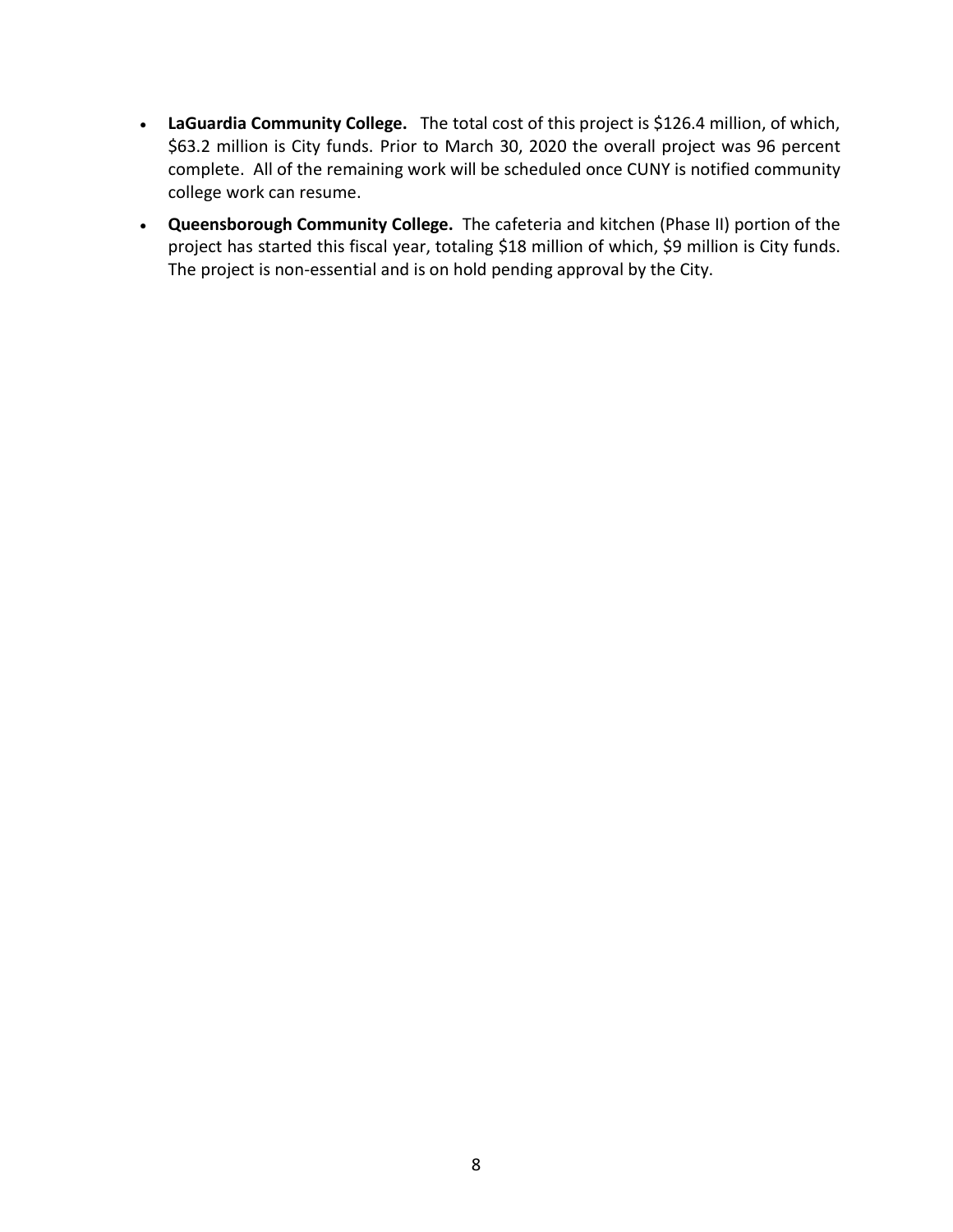- **LaGuardia Community College.** The total cost of this project is $126.4 million, of which, $63.2 million is City funds. Prior to March 30, 2020 the overall project was 96 percent complete. All of the remaining work will be scheduled once CUNY is notified community college work can resume.
- **Queensborough Community College.** The cafeteria and kitchen (Phase II) portion of the project has started this fiscal year, totaling $18 million of which, $9 million is City funds. The project is non-essential and is on hold pending approval by the City.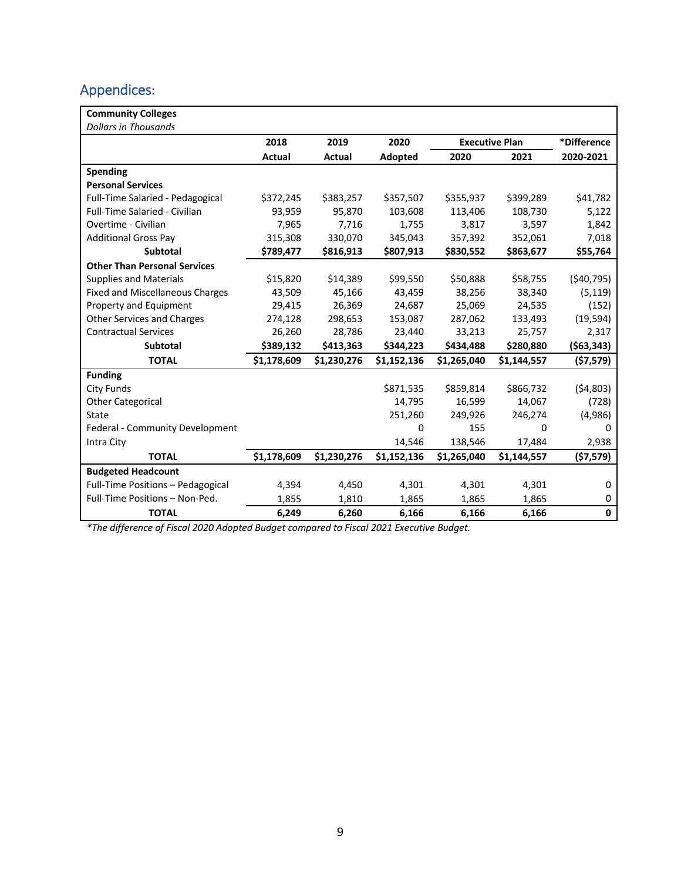## Appendices:

| Community Colleges<br>*Dollars in Thousands* | | | | | | |
|---|---|---|---|---|---|---|
| | 2018 | 2019 | 2020 | Executive Plan | | *Difference |
| | Actual | Actual | Adopted | 2020 | 2021 | 2020-2021 |
| **Spending** | | | | | | |
| **Personal Services** | | | | | | |
| Full-Time Salaried - Pedagogical | $372,245 | $383,257 | $357,507 | $355,937 | $399,289 | $41,782 |
| Full-Time Salaried - Civilian | 93,959 | 95,870 | 103,608 | 113,406 | 108,730 | 5,122 |
| Overtime - Civilian | 7,965 | 7,716 | 1,755 | 3,817 | 3,597 | 1,842 |
| Additional Gross Pay | 315,308 | 330,070 | 345,043 | 357,392 | 352,061 | 7,018 |
| **Subtotal** | **$789,477** | **$816,913** | **$807,913** | **$830,552** | **$863,677** | **$55,764** |
| **Other Than Personal Services** | | | | | | |
| Supplies and Materials | $15,820 | $14,389 | $99,550 | $50,888 | $58,755 | ($40,795) |
| Fixed and Miscellaneous Charges | 43,509 | 45,166 | 43,459 | 38,256 | 38,340 | (5,119) |
| Property and Equipment | 29,415 | 26,369 | 24,687 | 25,069 | 24,535 | (152) |
| Other Services and Charges | 274,128 | 298,653 | 153,087 | 287,062 | 133,493 | (19,594) |
| Contractual Services | 26,260 | 28,786 | 23,440 | 33,213 | 25,757 | 2,317 |
| **Subtotal** | **$389,132** | **$413,363** | **$344,223** | **$434,488** | **$280,880** | **($63,343)** |
| **TOTAL** | **$1,178,609** | **$1,230,276** | **$1,152,136** | **$1,265,040** | **$1,144,557** | **($7,579)** |
| **Funding** | | | | | | |
| City Funds | | | $871,535 | $859,814 | $866,732 | ($4,803) |
| Other Categorical | | | 14,795 | 16,599 | 14,067 | (728) |
| State | | | 251,260 | 249,926 | 246,274 | (4,986) |
| Federal - Community Development | | | 0 | 155 | 0 | 0 |
| Intra City | | | 14,546 | 138,546 | 17,484 | 2,938 |
| **TOTAL** | **$1,178,609** | **$1,230,276** | **$1,152,136** | **$1,265,040** | **$1,144,557** | **($7,579)** |
| **Budgeted Headcount** | | | | | | |
| Full-Time Positions – Pedagogical | 4,394 | 4,450 | 4,301 | 4,301 | 4,301 | 0 |
| Full-Time Positions – Non-Ped. | 1,855 | 1,810 | 1,865 | 1,865 | 1,865 | 0 |
| **TOTAL** | **6,249** | **6,260** | **6,166** | **6,166** | **6,166** | **0** |

*\*The difference of Fiscal 2020 Adopted Budget compared to Fiscal 2021 Executive Budget.*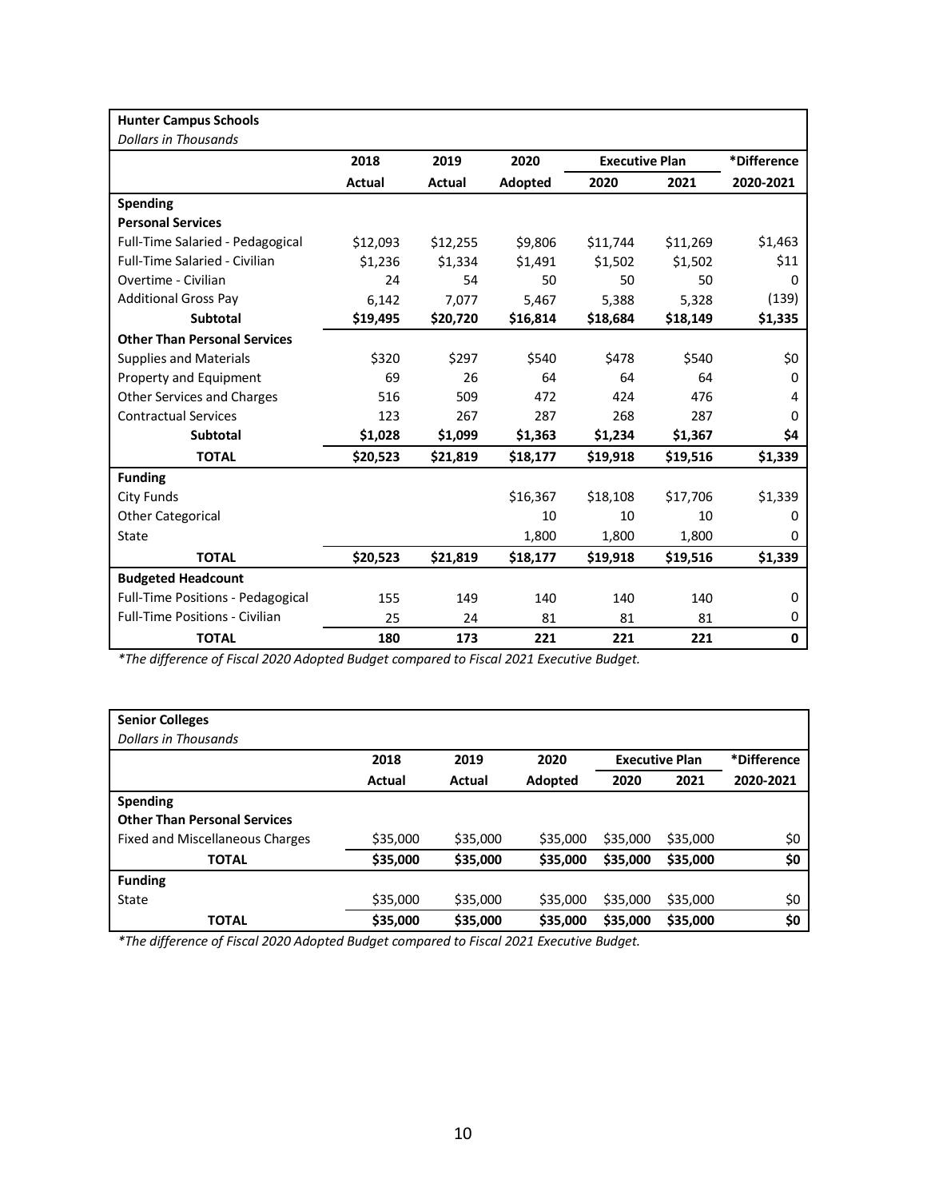| Hunter Campus Schools | | | | | | |
|---|---|---|---|---|---|---|
| *Dollars in Thousands* | | | | | | |
| | 2018 | 2019 | 2020 | Executive Plan | | *Difference |
| | Actual | Actual | Adopted | 2020 | 2021 | 2020-2021 |
| **Spending** | | | | | | |
| **Personal Services** | | | | | | |
| Full-Time Salaried - Pedagogical | $12,093 | $12,255 | $9,806 | $11,744 | $11,269 | $1,463 |
| Full-Time Salaried - Civilian | $1,236 | $1,334 | $1,491 | $1,502 | $1,502 | $11 |
| Overtime - Civilian | 24 | 54 | 50 | 50 | 50 | 0 |
| Additional Gross Pay | 6,142 | 7,077 | 5,467 | 5,388 | 5,328 | (139) |
| **Subtotal** | **$19,495** | **$20,720** | **$16,814** | **$18,684** | **$18,149** | **$1,335** |
| **Other Than Personal Services** | | | | | | |
| Supplies and Materials | $320 | $297 | $540 | $478 | $540 | $0 |
| Property and Equipment | 69 | 26 | 64 | 64 | 64 | 0 |
| Other Services and Charges | 516 | 509 | 472 | 424 | 476 | 4 |
| Contractual Services | 123 | 267 | 287 | 268 | 287 | 0 |
| **Subtotal** | **$1,028** | **$1,099** | **$1,363** | **$1,234** | **$1,367** | **$4** |
| **TOTAL** | **$20,523** | **$21,819** | **$18,177** | **$19,918** | **$19,516** | **$1,339** |
| **Funding** | | | | | | |
| City Funds | | | $16,367 | $18,108 | $17,706 | $1,339 |
| Other Categorical | | | 10 | 10 | 10 | 0 |
| State | | | 1,800 | 1,800 | 1,800 | 0 |
| **TOTAL** | **$20,523** | **$21,819** | **$18,177** | **$19,918** | **$19,516** | **$1,339** |
| **Budgeted Headcount** | | | | | | |
| Full-Time Positions - Pedagogical | 155 | 149 | 140 | 140 | 140 | 0 |
| Full-Time Positions - Civilian | 25 | 24 | 81 | 81 | 81 | 0 |
| **TOTAL** | **180** | **173** | **221** | **221** | **221** | **0** |

*\*The difference of Fiscal 2020 Adopted Budget compared to Fiscal 2021 Executive Budget.*

| Senior Colleges | | | | | | |
|---|---|---|---|---|---|---|
| *Dollars in Thousands* | | | | | | |
| | 2018 | 2019 | 2020 | Executive Plan | | *Difference |
| | Actual | Actual | Adopted | 2020 | 2021 | 2020-2021 |
| **Spending** | | | | | | |
| **Other Than Personal Services** | | | | | | |
| Fixed and Miscellaneous Charges | $35,000 | $35,000 | $35,000 | $35,000 | $35,000 | $0 |
| **TOTAL** | **$35,000** | **$35,000** | **$35,000** | **$35,000** | **$35,000** | **$0** |
| **Funding** | | | | | | |
| State | $35,000 | $35,000 | $35,000 | $35,000 | $35,000 | $0 |
| **TOTAL** | **$35,000** | **$35,000** | **$35,000** | **$35,000** | **$35,000** | **$0** |

*\*The difference of Fiscal 2020 Adopted Budget compared to Fiscal 2021 Executive Budget.*